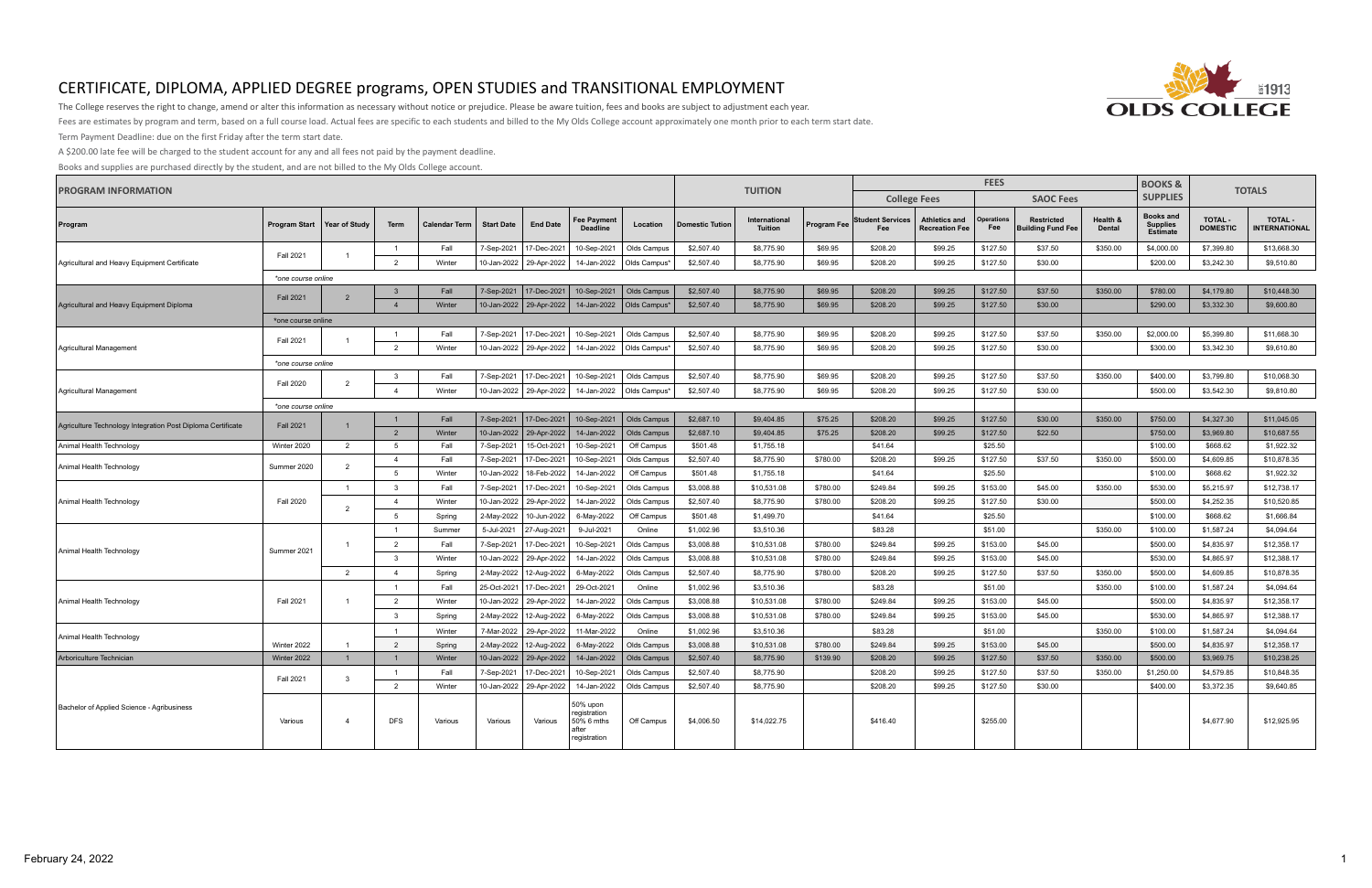# CERTIFICATE, DIPLOMA, APPLIED DEGREE programs, OPEN STUDIES and TRANSITIONAL EMPLOYMENT

The College reserves the right to change, amend or alter this information as necessary without notice or prejudice. Please be aware tuition, fees and books are subject to adjustment each year.

Fees are estimates by program and term, based on a full course load. Actual fees are specific to each students and billed to the My Olds College account approximately one month prior to each term start date.

Term Payment Deadline: due on the first Friday after the term start date.

A $200.00 late fee will be charged to the student account for any and all fees not paid by the payment deadline.

Books and supplies are purchased directly by the student, and are not billed to the My Olds College account.

| PROGRAM INFORMATION | | | | | | | | | TUITION | | | FEES | | | | | | BOOKS & SUPPLIES | TOTALS | |
|---|---|---|---|---|---|---|---|---|---|---|---|---|---|---|---|---|---|---|---|---|
| | | | | | | | | | | | | College Fees | | SAOC Fees | | | | | | |
| Program | Program Start | Year of Study | Term | Calendar Term | Start Date | End Date | Fee Payment Deadline | Location | Domestic Tuition | International Tuition | Program Fee | Student Services Fee | Athletics and Recreation Fee | Operations Fee | Restricted Building Fund Fee | Health & Dental | | Books and Supplies Estimate | TOTAL - DOMESTIC | TOTAL - INTERNATIONAL |
| Agricultural and Heavy Equipment Certificate | Fall 2021 | 1 | 1 | Fall | 7-Sep-2021 | 17-Dec-2021 | 10-Sep-2021 | Olds Campus | $2,507.40 | $8,775.90 | $69.95 | $208.20 | $99.25 | $127.50 | $37.50 | $350.00 | | $4,000.00 | $7,399.80 | $13,668.30 |
| | | | 2 | Winter | 10-Jan-2022 | 29-Apr-2022 | 14-Jan-2022 | Olds Campus* | $2,507.40 | $8,775.90 | $69.95 | $208.20 | $99.25 | $127.50 | $30.00 | | | $200.00 | $3,242.30 | $9,510.80 |
| | *one course online | | | | | | | | | | | | | | | | | | | |
| Agricultural and Heavy Equipment Diploma | Fall 2021 | 2 | 3 | Fall | 7-Sep-2021 | 17-Dec-2021 | 10-Sep-2021 | Olds Campus | $2,507.40 | $8,775.90 | $69.95 | $208.20 | $99.25 | $127.50 | $37.50 | $350.00 | | $780.00 | $4,179.80 | $10,448.30 |
| | | | 4 | Winter | 10-Jan-2022 | 29-Apr-2022 | 14-Jan-2022 | Olds Campus* | $2,507.40 | $8,775.90 | $69.95 | $208.20 | $99.25 | $127.50 | $30.00 | | | $290.00 | $3,332.30 | $9,600.80 |
| | *one course online | | | | | | | | | | | | | | | | | | | |
| Agricultural Management | Fall 2021 | 1 | 1 | Fall | 7-Sep-2021 | 17-Dec-2021 | 10-Sep-2021 | Olds Campus | $2,507.40 | $8,775.90 | $69.95 | $208.20 | $99.25 | $127.50 | $37.50 | $350.00 | | $2,000.00 | $5,399.80 | $11,668.30 |
| | | | 2 | Winter | 10-Jan-2022 | 29-Apr-2022 | 14-Jan-2022 | Olds Campus* | $2,507.40 | $8,775.90 | $69.95 | $208.20 | $99.25 | $127.50 | $30.00 | | | $300.00 | $3,342.30 | $9,610.80 |
| | *one course online | | | | | | | | | | | | | | | | | | | |
| Agricultural Management | Fall 2020 | 2 | 3 | Fall | 7-Sep-2021 | 17-Dec-2021 | 10-Sep-2021 | Olds Campus | $2,507.40 | $8,775.90 | $69.95 | $208.20 | $99.25 | $127.50 | $37.50 | $350.00 | | $400.00 | $3,799.80 | $10,068.30 |
| | | | 4 | Winter | 10-Jan-2022 | 29-Apr-2022 | 14-Jan-2022 | Olds Campus* | $2,507.40 | $8,775.90 | $69.95 | $208.20 | $99.25 | $127.50 | $30.00 | | | $500.00 | $3,542.30 | $9,810.80 |
| | *one course online | | | | | | | | | | | | | | | | | | | |
| Agriculture Technology Integration Post Diploma Certificate | Fall 2021 | 1 | 1 | Fall | 7-Sep-2021 | 17-Dec-2021 | 10-Sep-2021 | Olds Campus | $2,687.10 | $9,404.85 | $75.25 | $208.20 | $99.25 | $127.50 | $30.00 | $350.00 | | $750.00 | $4,327.30 | $11,045.05 |
| | | | 2 | Winter | 10-Jan-2022 | 29-Apr-2022 | 14-Jan-2022 | Olds Campus | $2,687.10 | $9,404.85 | $75.25 | $208.20 | $99.25 | $127.50 | $22.50 | | | $750.00 | $3,969.80 | $10,687.55 |
| Animal Health Technology | Winter 2020 | 2 | 5 | Fall | 7-Sep-2021 | 15-Oct-2021 | 10-Sep-2021 | Off Campus | $501.48 | $1,755.18 | | $41.64 | | $25.50 | | | | $100.00 | $668.62 | $1,922.32 |
| Animal Health Technology | Summer 2020 | 2 | 4 | Fall | 7-Sep-2021 | 17-Dec-2021 | 10-Sep-2021 | Olds Campus | $2,507.40 | $8,775.90 | $780.00 | $208.20 | $99.25 | $127.50 | $37.50 | $350.00 | | $500.00 | $4,609.85 | $10,878.35 |
| | | | 5 | Winter | 10-Jan-2022 | 18-Feb-2022 | 14-Jan-2022 | Off Campus | $501.48 | $1,755.18 | | $41.64 | | $25.50 | | | | $100.00 | $668.62 | $1,922.32 |
| Animal Health Technology | Fall 2020 | 1 | 3 | Fall | 7-Sep-2021 | 17-Dec-2021 | 10-Sep-2021 | Olds Campus | $3,008.88 | $10,531.08 | $780.00 | $249.84 | $99.25 | $153.00 | $45.00 | $350.00 | | $530.00 | $5,215.97 | $12,738.17 |
| | | 2 | 4 | Winter | 10-Jan-2022 | 29-Apr-2022 | 14-Jan-2022 | Olds Campus | $2,507.40 | $8,775.90 | $780.00 | $208.20 | $99.25 | $127.50 | $30.00 | | | $500.00 | $4,252.35 | $10,520.85 |
| | | | 5 | Spring | 2-May-2022 | 10-Jun-2022 | 6-May-2022 | Off Campus | $501.48 | $1,499.70 | | $41.64 | | $25.50 | | | | $100.00 | $668.62 | $1,666.84 |
| Animal Health Technology | Summer 2021 | 1 | 1 | Summer | 5-Jul-2021 | 27-Aug-2021 | 9-Jul-2021 | Online | $1,002.96 | $3,510.36 | | $83.28 | | $51.00 | | $350.00 | | $100.00 | $1,587.24 | $4,094.64 |
| | | | 2 | Fall | 7-Sep-2021 | 17-Dec-2021 | 10-Sep-2021 | Olds Campus | $3,008.88 | $10,531.08 | $780.00 | $249.84 | $99.25 | $153.00 | $45.00 | | | $500.00 | $4,835.97 | $12,358.17 |
| | | | 3 | Winter | 10-Jan-2022 | 29-Apr-2022 | 14-Jan-2022 | Olds Campus | $3,008.88 | $10,531.08 | $780.00 | $249.84 | $99.25 | $153.00 | $45.00 | | | $530.00 | $4,865.97 | $12,388.17 |
| | | 2 | 4 | Spring | 2-May-2022 | 12-Aug-2022 | 6-May-2022 | Olds Campus | $2,507.40 | $8,775.90 | $780.00 | $208.20 | $99.25 | $127.50 | $37.50 | $350.00 | | $500.00 | $4,609.85 | $10,878.35 |
| Animal Health Technology | Fall 2021 | 1 | 1 | Fall | 25-Oct-2021 | 17-Dec-2021 | 29-Oct-2021 | Online | $1,002.96 | $3,510.36 | | $83.28 | | $51.00 | | $350.00 | | $100.00 | $1,587.24 | $4,094.64 |
| | | | 2 | Winter | 10-Jan-2022 | 29-Apr-2022 | 14-Jan-2022 | Olds Campus | $3,008.88 | $10,531.08 | $780.00 | $249.84 | $99.25 | $153.00 | $45.00 | | | $500.00 | $4,835.97 | $12,358.17 |
| | | | 3 | Spring | 2-May-2022 | 12-Aug-2022 | 6-May-2022 | Olds Campus | $3,008.88 | $10,531.08 | $780.00 | $249.84 | $99.25 | $153.00 | $45.00 | | | $530.00 | $4,865.97 | $12,388.17 |
| Animal Health Technology | Winter 2022 | 1 | 1 | Winter | 7-Mar-2022 | 29-Apr-2022 | 11-Mar-2022 | Online | $1,002.96 | $3,510.36 | | $83.28 | | $51.00 | | $350.00 | | $100.00 | $1,587.24 | $4,094.64 |
| | | | 2 | Spring | 2-May-2022 | 12-Aug-2022 | 6-May-2022 | Olds Campus | $3,008.88 | $10,531.08 | $780.00 | $249.84 | $99.25 | $153.00 | $45.00 | | | $500.00 | $4,835.97 | $12,358.17 |
| Arboriculture Technician | Winter 2022 | 1 | 1 | Winter | 10-Jan-2022 | 29-Apr-2022 | 14-Jan-2022 | Olds Campus | $2,507.40 | $8,775.90 | $139.90 | $208.20 | $99.25 | $127.50 | $37.50 | $350.00 | | $500.00 | $3,969.75 | $10,238.25 |
| | Fall 2021 | 3 | 1 | Fall | 7-Sep-2021 | 17-Dec-2021 | 10-Sep-2021 | Olds Campus | $2,507.40 | $8,775.90 | | $208.20 | $99.25 | $127.50 | $37.50 | $350.00 | | $1,250.00 | $4,579.85 | $10,848.35 |
| | | | 2 | Winter | 10-Jan-2022 | 29-Apr-2022 | 14-Jan-2022 | Olds Campus | $2,507.40 | $8,775.90 | | $208.20 | $99.25 | $127.50 | $30.00 | | | $400.00 | $3,372.35 | $9,640.85 |
| Bachelor of Applied Science - Agribusiness | Various | 4 | DFS | Various | Various | Various | 50% upon registration 50% 6 mths after registration | Off Campus | $4,006.50 | $14,022.75 | | $416.40 | | $255.00 | | | | | $4,677.90 | $12,925.95 |

February 24, 2022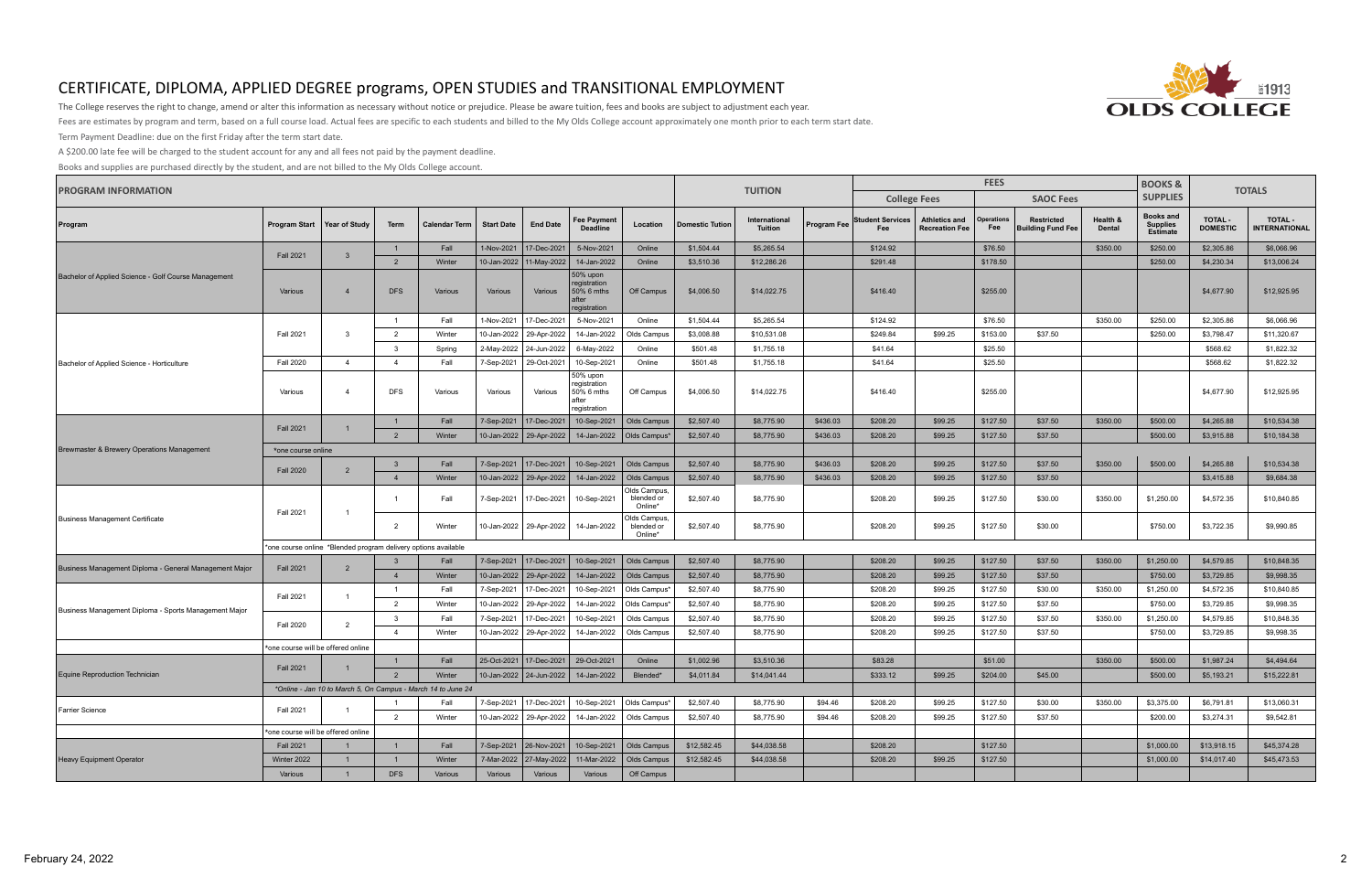# CERTIFICATE, DIPLOMA, APPLIED DEGREE programs, OPEN STUDIES and TRANSITIONAL EMPLOYMENT

The College reserves the right to change, amend or alter this information as necessary without notice or prejudice. Please be aware tuition, fees and books are subject to adjustment each year.

Fees are estimates by program and term, based on a full course load. Actual fees are specific to each students and billed to the My Olds College account approximately one month prior to each term start date.

Term Payment Deadline: due on the first Friday after the term start date.

A $200.00 late fee will be charged to the student account for any and all fees not paid by the payment deadline.

Books and supplies are purchased directly by the student, and are not billed to the My Olds College account.

| PROGRAM INFORMATION | | | | | | | | | TUITION | | | FEES | | | | | | BOOKS & SUPPLIES | TOTALS | |
|---|---|---|---|---|---|---|---|---|---|---|---|---|---|---|---|---|---|---|---|---|
| | | | | | | | | | | | | College Fees | | | SAOC Fees | | | | | |
| Program | Program Start | Year of Study | Term | Calendar Term | Start Date | End Date | Fee Payment Deadline | Location | Domestic Tuition | International Tuition | Program Fee | Student Services Fee | Athletics and Recreation Fee | Operations Fee | Restricted Building Fund Fee | Health & Dental | Books and Supplies Estimate | TOTAL - DOMESTIC | TOTAL - INTERNATIONAL |
| Bachelor of Applied Science - Golf Course Management | Fall 2021 | 3 | 1 | Fall | 1-Nov-2021 | 17-Dec-2021 | 5-Nov-2021 | Online | $1,504.44 | $5,265.54 | | $124.92 | | $76.50 | | $350.00 | $250.00 | $2,305.86 | $6,066.96 |
| | | | 2 | Winter | 10-Jan-2022 | 11-May-2022 | 14-Jan-2022 | Online | $3,510.36 | $12,286.26 | | $291.48 | | $178.50 | | | $250.00 | $4,230.34 | $13,006.24 |
| | Various | 4 | DFS | Various | Various | Various | 50% upon registration 50% 6 mths after registration | Off Campus | $4,006.50 | $14,022.75 | | $416.40 | | $255.00 | | | | $4,677.90 | $12,925.95 |
| Bachelor of Applied Science - Horticulture | Fall 2021 | 3 | 1 | Fall | 1-Nov-2021 | 17-Dec-2021 | 5-Nov-2021 | Online | $1,504.44 | $5,265.54 | | $124.92 | | $76.50 | | $350.00 | $250.00 | $2,305.86 | $6,066.96 |
| | | | 2 | Winter | 10-Jan-2022 | 29-Apr-2022 | 14-Jan-2022 | Olds Campus | $3,008.88 | $10,531.08 | | $249.84 | $99.25 | $153.00 | $37.50 | | $250.00 | $3,798.47 | $11,320.67 |
| | | | 3 | Spring | 2-May-2022 | 24-Jun-2022 | 6-May-2022 | Online | $501.48 | $1,755.18 | | $41.64 | | $25.50 | | | | $568.62 | $1,822.32 |
| | Fall 2020 | 4 | 4 | Fall | 7-Sep-2021 | 29-Oct-2021 | 10-Sep-2021 | Online | $501.48 | $1,755.18 | | $41.64 | | $25.50 | | | | $568.62 | $1,822.32 |
| | Various | 4 | DFS | Various | Various | Various | 50% upon registration 50% 6 mths after registration | Off Campus | $4,006.50 | $14,022.75 | | $416.40 | | $255.00 | | | | $4,677.90 | $12,925.95 |
| Brewmaster & Brewery Operations Management | Fall 2021 | 1 | 1 | Fall | 7-Sep-2021 | 17-Dec-2021 | 10-Sep-2021 | Olds Campus | $2,507.40 | $8,775.90 | $436.03 | $208.20 | $99.25 | $127.50 | $37.50 | $350.00 | $500.00 | $4,265.88 | $10,534.38 |
| | | | 2 | Winter | 10-Jan-2022 | 29-Apr-2022 | 14-Jan-2022 | Olds Campus* | $2,507.40 | $8,775.90 | $436.03 | $208.20 | $99.25 | $127.50 | $37.50 | | $500.00 | $3,915.88 | $10,184.38 |
| | *one course online | | | | | | | | | | | | | | | | | | |
| | Fall 2020 | 2 | 3 | Fall | 7-Sep-2021 | 17-Dec-2021 | 10-Sep-2021 | Olds Campus | $2,507.40 | $8,775.90 | $436.03 | $208.20 | $99.25 | $127.50 | $37.50 | $350.00 | $500.00 | $4,265.88 | $10,534.38 |
| | | | 4 | Winter | 10-Jan-2022 | 29-Apr-2022 | 14-Jan-2022 | Olds Campus | $2,507.40 | $8,775.90 | $436.03 | $208.20 | $99.25 | $127.50 | $37.50 | | | $3,415.88 | $9,684.38 |
| Business Management Certificate | Fall 2021 | 1 | 1 | Fall | 7-Sep-2021 | 17-Dec-2021 | 10-Sep-2021 | Olds Campus, blended or Online* | $2,507.40 | $8,775.90 | | $208.20 | $99.25 | $127.50 | $30.00 | $350.00 | $1,250.00 | $4,572.35 | $10,840.85 |
| | | | 2 | Winter | 10-Jan-2022 | 29-Apr-2022 | 14-Jan-2022 | Olds Campus, blended or Online* | $2,507.40 | $8,775.90 | | $208.20 | $99.25 | $127.50 | $30.00 | | $750.00 | $3,722.35 | $9,990.85 |
| | *one course online *Blended program delivery options available | | | | | | | | | | | | | | | | | | |
| Business Management Diploma - General Management Major | Fall 2021 | 2 | 3 | Fall | 7-Sep-2021 | 17-Dec-2021 | 10-Sep-2021 | Olds Campus | $2,507.40 | $8,775.90 | | $208.20 | $99.25 | $127.50 | $37.50 | $350.00 | $1,250.00 | $4,579.85 | $10,848.35 |
| | | | 4 | Winter | 10-Jan-2022 | 29-Apr-2022 | 14-Jan-2022 | Olds Campus | $2,507.40 | $8,775.90 | | $208.20 | $99.25 | $127.50 | $37.50 | | $750.00 | $3,729.85 | $9,998.35 |
| Business Management Diploma - Sports Management Major | Fall 2021 | 1 | 1 | Fall | 7-Sep-2021 | 17-Dec-2021 | 10-Sep-2021 | Olds Campus* | $2,507.40 | $8,775.90 | | $208.20 | $99.25 | $127.50 | $30.00 | $350.00 | $1,250.00 | $4,572.35 | $10,840.85 |
| | | | 2 | Winter | 10-Jan-2022 | 29-Apr-2022 | 14-Jan-2022 | Olds Campus* | $2,507.40 | $8,775.90 | | $208.20 | $99.25 | $127.50 | $37.50 | | $750.00 | $3,729.85 | $9,998.35 |
| | Fall 2020 | 2 | 3 | Fall | 7-Sep-2021 | 17-Dec-2021 | 10-Sep-2021 | Olds Campus | $2,507.40 | $8,775.90 | | $208.20 | $99.25 | $127.50 | $37.50 | $350.00 | $1,250.00 | $4,579.85 | $10,848.35 |
| | | | 4 | Winter | 10-Jan-2022 | 29-Apr-2022 | 14-Jan-2022 | Olds Campus | $2,507.40 | $8,775.90 | | $208.20 | $99.25 | $127.50 | $37.50 | | $750.00 | $3,729.85 | $9,998.35 |
| | *one course will be offered online | | | | | | | | | | | | | | | | | | |
| Equine Reproduction Technician | Fall 2021 | 1 | 1 | Fall | 25-Oct-2021 | 17-Dec-2021 | 29-Oct-2021 | Online | $1,002.96 | $3,510.36 | | $83.28 | | $51.00 | | $350.00 | $500.00 | $1,987.24 | $4,494.64 |
| | | | 2 | Winter | 10-Jan-2022 | 24-Jun-2022 | 14-Jan-2022 | Blended* | $4,011.84 | $14,041.44 | | $333.12 | $99.25 | $204.00 | $45.00 | | $500.00 | $5,193.21 | $15,222.81 |
| | *Online - Jan 10 to March 5, On Campus - March 14 to June 24 | | | | | | | | | | | | | | | | | | |
| Farrier Science | Fall 2021 | 1 | 1 | Fall | 7-Sep-2021 | 17-Dec-2021 | 10-Sep-2021 | Olds Campus* | $2,507.40 | $8,775.90 | $94.46 | $208.20 | $99.25 | $127.50 | $30.00 | $350.00 | $3,375.00 | $6,791.81 | $13,060.31 |
| | | | 2 | Winter | 10-Jan-2022 | 29-Apr-2022 | 14-Jan-2022 | Olds Campus | $2,507.40 | $8,775.90 | $94.46 | $208.20 | $99.25 | $127.50 | $37.50 | | $200.00 | $3,274.31 | $9,542.81 |
| | *one course will be offered online | | | | | | | | | | | | | | | | | | |
| Heavy Equipment Operator | Fall 2021 | 1 | 1 | Fall | 7-Sep-2021 | 26-Nov-2021 | 10-Sep-2021 | Olds Campus | $12,582.45 | $44,038.58 | | $208.20 | | $127.50 | | | $1,000.00 | $13,918.15 | $45,374.28 |
| | Winter 2022 | 1 | 1 | Winter | 7-Mar-2022 | 27-May-2022 | 11-Mar-2022 | Olds Campus | $12,582.45 | $44,038.58 | | $208.20 | $99.25 | $127.50 | | | $1,000.00 | $14,017.40 | $45,473.53 |
| | Various | 1 | DFS | Various | Various | Various | Various | Off Campus | | | | | | | | | | | |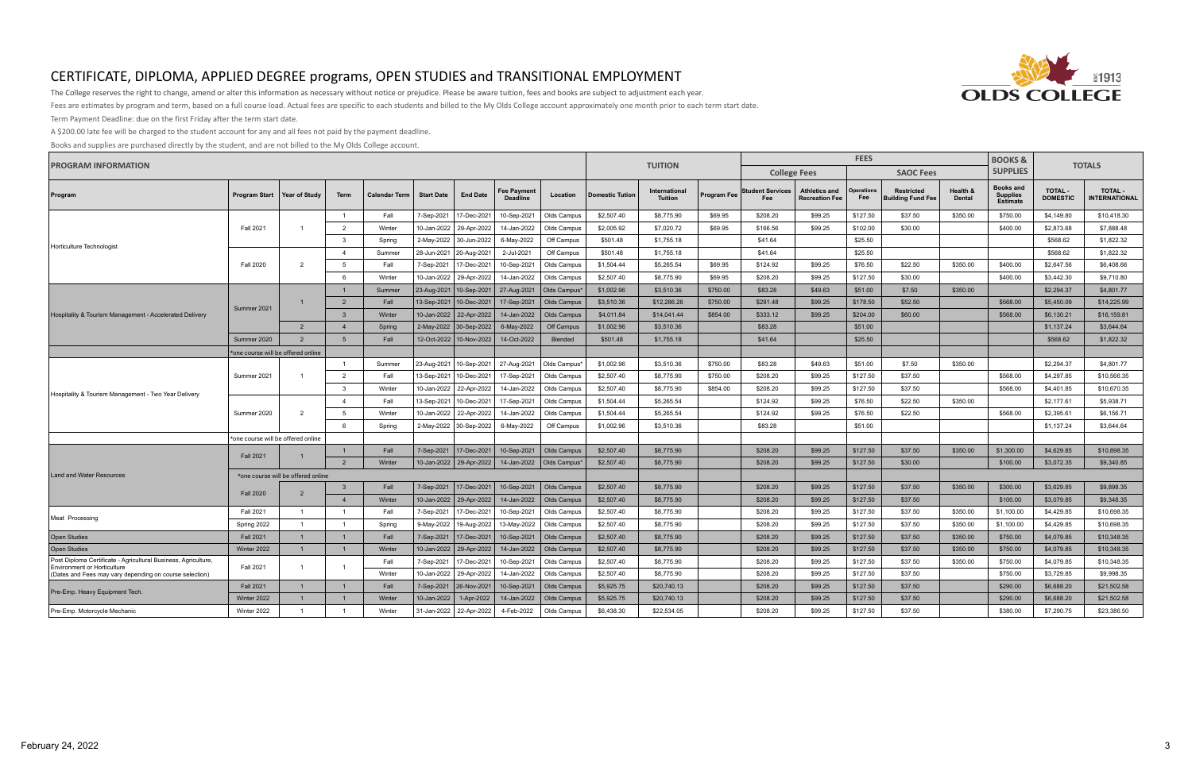# CERTIFICATE, DIPLOMA, APPLIED DEGREE programs, OPEN STUDIES and TRANSITIONAL EMPLOYMENT

The College reserves the right to change, amend or alter this information as necessary without notice or prejudice. Please be aware tuition, fees and books are subject to adjustment each year.

Fees are estimates by program and term, based on a full course load. Actual fees are specific to each students and billed to the My Olds College account approximately one month prior to each term start date.

Term Payment Deadline: due on the first Friday after the term start date.

A $200.00 late fee will be charged to the student account for any and all fees not paid by the payment deadline.

Books and supplies are purchased directly by the student, and are not billed to the My Olds College account.

| PROGRAM INFORMATION | | | | | | | | | TUITION | | | FEES | | | | | | BOOKS & SUPPLIES | TOTALS | |
|---|---|---|---|---|---|---|---|---|---|---|---|---|---|---|---|---|---|---|---|---|
| | | | | | | | | | | | | College Fees | | | SAOC Fees | | | | | |
| Program | Program Start | Year of Study | Term | Calendar Term | Start Date | End Date | Fee Payment Deadline | Location | Domestic Tuition | International Tuition | Program Fee | Student Services Fee | Athletics and Recreation Fee | Operations Fee | Restricted Building Fund Fee | Health & Dental | Books and Supplies Estimate | TOTAL - DOMESTIC | TOTAL - INTERNATIONAL |
| Horticulture Technologist | Fall 2021 | 1 | 1 | Fall | 7-Sep-2021 | 17-Dec-2021 | 10-Sep-2021 | Olds Campus | $2,507.40 | $8,775.90 | $69.95 | $208.20 | $99.25 | $127.50 | $37.50 | $350.00 | $750.00 | $4,149.80 | $10,418.30 |
| | | | 2 | Winter | 10-Jan-2022 | 29-Apr-2022 | 14-Jan-2022 | Olds Campus | $2,005.92 | $7,020.72 | $69.95 | $166.56 | $99.25 | $102.00 | $30.00 | | $400.00 | $2,873.68 | $7,888.48 |
| | | | 3 | Spring | 2-May-2022 | 30-Jun-2022 | 6-May-2022 | Off Campus | $501.48 | $1,755.18 | | $41.64 | | $25.50 | | | | $568.62 | $1,822.32 |
| | Fall 2020 | 2 | 4 | Summer | 28-Jun-2021 | 20-Aug-2021 | 2-Jul-2021 | Off Campus | $501.48 | $1,755.18 | | $41.64 | | $25.50 | | | | $568.62 | $1,822.32 |
| | | | 5 | Fall | 7-Sep-2021 | 17-Dec-2021 | 10-Sep-2021 | Olds Campus | $1,504.44 | $5,265.54 | $69.95 | $124.92 | $99.25 | $76.50 | $22.50 | $350.00 | $400.00 | $2,647.56 | $6,408.66 |
| | | | 6 | Winter | 10-Jan-2022 | 29-Apr-2022 | 14-Jan-2022 | Olds Campus | $2,507.40 | $8,775.90 | $69.95 | $208.20 | $99.25 | $127.50 | $30.00 | | $400.00 | $3,442.30 | $9,710.80 |
| Hospitality & Tourism Management - Accelerated Delivery | Summer 2021 | 1 | 1 | Summer | 23-Aug-2021 | 10-Sep-2021 | 27-Aug-2021 | Olds Campus* | $1,002.96 | $3,510.36 | $750.00 | $83.28 | $49.63 | $51.00 | $7.50 | $350.00 | | $2,294.37 | $4,801.77 |
| | | | 2 | Fall | 13-Sep-2021 | 10-Dec-2021 | 17-Sep-2021 | Olds Campus | $3,510.36 | $12,286.26 | $750.00 | $291.48 | $99.25 | $178.50 | $52.50 | | $568.00 | $5,450.09 | $14,225.99 |
| | | | 3 | Winter | 10-Jan-2022 | 22-Apr-2022 | 14-Jan-2022 | Olds Campus | $4,011.84 | $14,041.44 | $854.00 | $333.12 | $99.25 | $204.00 | $60.00 | | $568.00 | $6,130.21 | $16,159.81 |
| | | 2 | 4 | Spring | 2-May-2022 | 30-Sep-2022 | 6-May-2022 | Off Campus | $1,002.96 | $3,510.36 | | $83.28 | | $51.00 | | | | $1,137.24 | $3,644.64 |
| | Summer 2020 | 2 | 5 | Fall | 12-Oct-2022 | 10-Nov-2022 | 14-Oct-2022 | Blended | $501.48 | $1,755.18 | | $41.64 | | $25.50 | | | | $568.62 | $1,822.32 |
| | *one course will be offered online | | | | | | | | | | | | | | | | | | |
| Hospitality & Tourism Management - Two Year Delivery | Summer 2021 | 1 | 1 | Summer | 23-Aug-2021 | 10-Sep-2021 | 27-Aug-2021 | Olds Campus* | $1,002.96 | $3,510.36 | $750.00 | $83.28 | $49.63 | $51.00 | $7.50 | $350.00 | | $2,294.37 | $4,801.77 |
| | | | 2 | Fall | 13-Sep-2021 | 10-Dec-2021 | 17-Sep-2021 | Olds Campus | $2,507.40 | $8,775.90 | $750.00 | $208.20 | $99.25 | $127.50 | $37.50 | | $568.00 | $4,297.85 | $10,566.35 |
| | | | 3 | Winter | 10-Jan-2022 | 22-Apr-2022 | 14-Jan-2022 | Olds Campus | $2,507.40 | $8,775.90 | $854.00 | $208.20 | $99.25 | $127.50 | $37.50 | | $568.00 | $4,401.85 | $10,670.35 |
| | Summer 2020 | 2 | 4 | Fall | 13-Sep-2021 | 10-Dec-2021 | 17-Sep-2021 | Olds Campus | $1,504.44 | $5,265.54 | | $124.92 | $99.25 | $76.50 | $22.50 | $350.00 | | $2,177.61 | $5,938.71 |
| | | | 5 | Winter | 10-Jan-2022 | 22-Apr-2022 | 14-Jan-2022 | Olds Campus | $1,504.44 | $5,265.54 | | $124.92 | $99.25 | $76.50 | $22.50 | | $568.00 | $2,395.61 | $6,156.71 |
| | | | 6 | Spring | 2-May-2022 | 30-Sep-2022 | 6-May-2022 | Off Campus | $1,002.96 | $3,510.36 | | $83.28 | | $51.00 | | | | $1,137.24 | $3,644.64 |
| | *one course will be offered online | | | | | | | | | | | | | | | | | | |
| Land and Water Resources | Fall 2021 | 1 | 1 | Fall | 7-Sep-2021 | 17-Dec-2021 | 10-Sep-2021 | Olds Campus | $2,507.40 | $8,775.90 | | $208.20 | $99.25 | $127.50 | $37.50 | $350.00 | $1,300.00 | $4,629.85 | $10,898.35 |
| | | | 2 | Winter | 10-Jan-2022 | 29-Apr-2022 | 14-Jan-2022 | Olds Campus* | $2,507.40 | $8,775.90 | | $208.20 | $99.25 | $127.50 | $30.00 | | $100.00 | $3,072.35 | $9,340.85 |
| | *one course will be offered online | | | | | | | | | | | | | | | | | | |
| | Fall 2020 | 2 | 3 | Fall | 7-Sep-2021 | 17-Dec-2021 | 10-Sep-2021 | Olds Campus | $2,507.40 | $8,775.90 | | $208.20 | $99.25 | $127.50 | $37.50 | $350.00 | $300.00 | $3,629.85 | $9,898.35 |
| | | | 4 | Winter | 10-Jan-2022 | 29-Apr-2022 | 14-Jan-2022 | Olds Campus | $2,507.40 | $8,775.90 | | $208.20 | $99.25 | $127.50 | $37.50 | | $100.00 | $3,079.85 | $9,348.35 |
| Meat Processing | Fall 2021 | 1 | 1 | Fall | 7-Sep-2021 | 17-Dec-2021 | 10-Sep-2021 | Olds Campus | $2,507.40 | $8,775.90 | | $208.20 | $99.25 | $127.50 | $37.50 | $350.00 | $1,100.00 | $4,429.85 | $10,698.35 |
| | Spring 2022 | 1 | 1 | Spring | 9-May-2022 | 19-Aug-2022 | 13-May-2022 | Olds Campus | $2,507.40 | $8,775.90 | | $208.20 | $99.25 | $127.50 | $37.50 | $350.00 | $1,100.00 | $4,429.85 | $10,698.35 |
| Open Studies | Fall 2021 | 1 | 1 | Fall | 7-Sep-2021 | 17-Dec-2021 | 10-Sep-2021 | Olds Campus | $2,507.40 | $8,775.90 | | $208.20 | $99.25 | $127.50 | $37.50 | $350.00 | $750.00 | $4,079.85 | $10,348.35 |
| Open Studies | Winter 2022 | 1 | 1 | Winter | 10-Jan-2022 | 29-Apr-2022 | 14-Jan-2022 | Olds Campus | $2,507.40 | $8,775.90 | | $208.20 | $99.25 | $127.50 | $37.50 | $350.00 | $750.00 | $4,079.85 | $10,348.35 |
| Post Diploma Certificate - Agricultural Business, Agriculture, Environment or Horticulture (Dates and Fees may vary depending on course selection) | Fall 2021 | 1 | 1 | Fall | 7-Sep-2021 | 17-Dec-2021 | 10-Sep-2021 | Olds Campus | $2,507.40 | $8,775.90 | | $208.20 | $99.25 | $127.50 | $37.50 | $350.00 | $750.00 | $4,079.85 | $10,348.35 |
| | | | | Winter | 10-Jan-2022 | 29-Apr-2022 | 14-Jan-2022 | Olds Campus | $2,507.40 | $8,775.90 | | $208.20 | $99.25 | $127.50 | $37.50 | | $750.00 | $3,729.85 | $9,998.35 |
| Pre-Emp. Heavy Equipment Tech. | Fall 2021 | 1 | 1 | Fall | 7-Sep-2021 | 26-Nov-2021 | 10-Sep-2021 | Olds Campus | $5,925.75 | $20,740.13 | | $208.20 | $99.25 | $127.50 | $37.50 | | $290.00 | $6,688.20 | $21,502.58 |
| | Winter 2022 | 1 | 1 | Winter | 10-Jan-2022 | 1-Apr-2022 | 14-Jan-2022 | Olds Campus | $5,925.75 | $20,740.13 | | $208.20 | $99.25 | $127.50 | $37.50 | | $290.00 | $6,688.20 | $21,502.58 |
| Pre-Emp. Motorcycle Mechanic | Winter 2022 | 1 | 1 | Winter | 31-Jan-2022 | 22-Apr-2022 | 4-Feb-2022 | Olds Campus | $6,438.30 | $22,534.05 | | $208.20 | $99.25 | $127.50 | $37.50 | | $380.00 | $7,290.75 | $23,386.50 |

February 24, 2022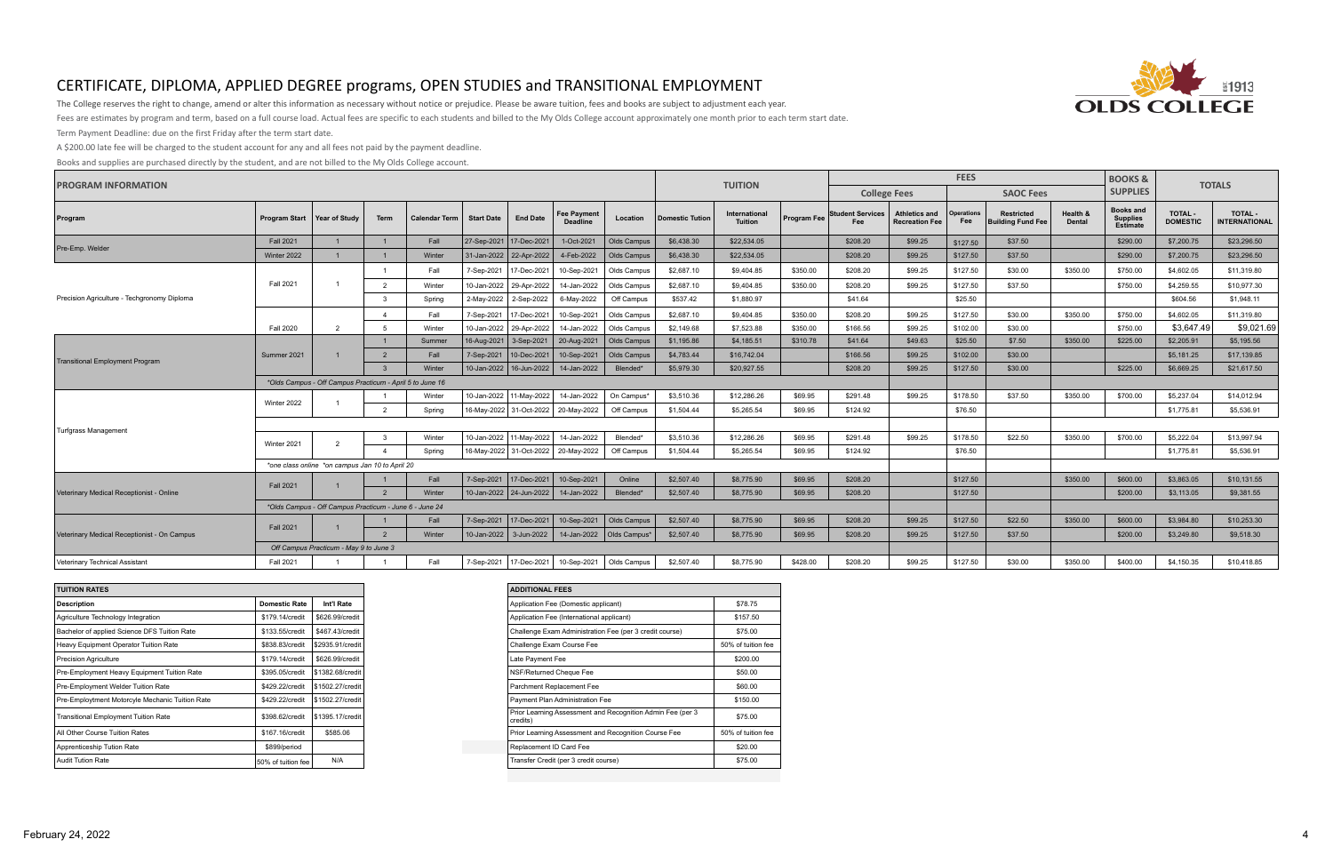# CERTIFICATE, DIPLOMA, APPLIED DEGREE programs, OPEN STUDIES and TRANSITIONAL EMPLOYMENT

The College reserves the right to change, amend or alter this information as necessary without notice or prejudice. Please be aware tuition, fees and books are subject to adjustment each year.

Fees are estimates by program and term, based on a full course load. Actual fees are specific to each students and billed to the My Olds College account approximately one month prior to each term start date.

Term Payment Deadline: due on the first Friday after the term start date.

A $200.00 late fee will be charged to the student account for any and all fees not paid by the payment deadline.

Books and supplies are purchased directly by the student, and are not billed to the My Olds College account.

| PROGRAM INFORMATION | | | | | | | | | TUITION | | | FEES | | | | | | BOOKS & SUPPLIES | TOTALS | |
|---|---|---|---|---|---|---|---|---|---|---|---|---|---|---|---|---|---|---|---|---|
| | | | | | | | | | | | | College Fees | | SAOC Fees | | | | | | |
| Program | Program Start | Year of Study | Term | Calendar Term | Start Date | End Date | Fee Payment Deadline | Location | Domestic Tuition | International Tuition | Program Fee | Student Services Fee | Athletics and Recreation Fee | Operations Fee | Restricted Building Fund Fee | Health & Dental | Books and Supplies Estimate | TOTAL - DOMESTIC | TOTAL - INTERNATIONAL |
| Pre-Emp. Welder | Fall 2021 | 1 | 1 | Fall | 27-Sep-2021 | 17-Dec-2021 | 1-Oct-2021 | Olds Campus | $6,438.30 | $22,534.05 | | $208.20 | $99.25 | $127.50 | $37.50 | | $290.00 | $7,200.75 | $23,296.50 |
| | Winter 2022 | 1 | 1 | Winter | 31-Jan-2022 | 22-Apr-2022 | 4-Feb-2022 | Olds Campus | $6,438.30 | $22,534.05 | | $208.20 | $99.25 | $127.50 | $37.50 | | $290.00 | $7,200.75 | $23,296.50 |
| Precision Agriculture - Techgronomy Diploma | Fall 2021 | 1 | 1 | Fall | 7-Sep-2021 | 17-Dec-2021 | 10-Sep-2021 | Olds Campus | $2,687.10 | $9,404.85 | $350.00 | $208.20 | $99.25 | $127.50 | $30.00 | $350.00 | $750.00 | $4,602.05 | $11,319.80 |
| | | | 2 | Winter | 10-Jan-2022 | 29-Apr-2022 | 14-Jan-2022 | Olds Campus | $2,687.10 | $9,404.85 | $350.00 | $208.20 | $99.25 | $127.50 | $37.50 | | $750.00 | $4,259.55 | $10,977.30 |
| | | | 3 | Spring | 2-May-2022 | 2-Sep-2022 | 6-May-2022 | Off Campus | $537.42 | $1,880.97 | | $41.64 | | $25.50 | | | | $604.56 | $1,948.11 |
| | Fall 2020 | 2 | 4 | Fall | 7-Sep-2021 | 17-Dec-2021 | 10-Sep-2021 | Olds Campus | $2,687.10 | $9,404.85 | $350.00 | $208.20 | $99.25 | $127.50 | $30.00 | $350.00 | $750.00 | $4,602.05 | $11,319.80 |
| | | | 5 | Winter | 10-Jan-2022 | 29-Apr-2022 | 14-Jan-2022 | Olds Campus | $2,149.68 | $7,523.88 | $350.00 | $166.56 | $99.25 | $102.00 | $30.00 | | $750.00 | $3,647.49 | $9,021.69 |
| Transitional Employment Program | Summer 2021 | 1 | 1 | Summer | 16-Aug-2021 | 3-Sep-2021 | 20-Aug-2021 | Olds Campus | $1,195.86 | $4,185.51 | $310.78 | $41.64 | $49.63 | $25.50 | $7.50 | $350.00 | $225.00 | $2,205.91 | $5,195.56 |
| | | | 2 | Fall | 7-Sep-2021 | 10-Dec-2021 | 10-Sep-2021 | Olds Campus | $4,783.44 | $16,742.04 | | $166.56 | $99.25 | $102.00 | $30.00 | | | $5,181.25 | $17,139.85 |
| | | | 3 | Winter | 10-Jan-2022 | 16-Jun-2022 | 14-Jan-2022 | Blended* | $5,979.30 | $20,927.55 | | $208.20 | $99.25 | $127.50 | $30.00 | | $225.00 | $6,669.25 | $21,617.50 |
| | *Olds Campus - Off Campus Practicum - April 5 to June 16 | | | | | | | | | | | | | | | | | | |
| Turfgrass Management | Winter 2022 | 1 | 1 | Winter | 10-Jan-2022 | 11-May-2022 | 14-Jan-2022 | On Campus* | $3,510.36 | $12,286.26 | $69.95 | $291.48 | $99.25 | $178.50 | $37.50 | $350.00 | $700.00 | $5,237.04 | $14,012.94 |
| | | | 2 | Spring | 16-May-2022 | 31-Oct-2022 | 20-May-2022 | Off Campus | $1,504.44 | $5,265.54 | $69.95 | $124.92 | | $76.50 | | | | $1,775.81 | $5,536.91 |
| | Winter 2021 | 2 | 3 | Winter | 10-Jan-2022 | 11-May-2022 | 14-Jan-2022 | Blended* | $3,510.36 | $12,286.26 | $69.95 | $291.48 | $99.25 | $178.50 | $22.50 | $350.00 | $700.00 | $5,222.04 | $13,997.94 |
| | | | 4 | Spring | 16-May-2022 | 31-Oct-2022 | 20-May-2022 | Off Campus | $1,504.44 | $5,265.54 | $69.95 | $124.92 | | $76.50 | | | | $1,775.81 | $5,536.91 |
| | *one class online *on campus Jan 10 to April 20 | | | | | | | | | | | | | | | | | | |
| Veterinary Medical Receptionist - Online | Fall 2021 | 1 | 1 | Fall | 7-Sep-2021 | 17-Dec-2021 | 10-Sep-2021 | Online | $2,507.40 | $8,775.90 | $69.95 | $208.20 | | $127.50 | | $350.00 | $600.00 | $3,863.05 | $10,131.55 |
| | | | 2 | Winter | 10-Jan-2022 | 24-Jun-2022 | 14-Jan-2022 | Blended* | $2,507.40 | $8,775.90 | $69.95 | $208.20 | | $127.50 | | | $200.00 | $3,113.05 | $9,381.55 |
| | *Olds Campus - Off Campus Practicum - June 6 - June 24 | | | | | | | | | | | | | | | | | | |
| Veterinary Medical Receptionist - On Campus | Fall 2021 | 1 | 1 | Fall | 7-Sep-2021 | 17-Dec-2021 | 10-Sep-2021 | Olds Campus | $2,507.40 | $8,775.90 | $69.95 | $208.20 | $99.25 | $127.50 | $22.50 | $350.00 | $600.00 | $3,984.80 | $10,253.30 |
| | | | 2 | Winter | 10-Jan-2022 | 3-Jun-2022 | 14-Jan-2022 | Olds Campus* | $2,507.40 | $8,775.90 | $69.95 | $208.20 | $99.25 | $127.50 | $37.50 | | $200.00 | $3,249.80 | $9,518.30 |
| | Off Campus Practicum - May 9 to June 3 | | | | | | | | | | | | | | | | | | |
| Veterinary Technical Assistant | Fall 2021 | 1 | 1 | Fall | 7-Sep-2021 | 17-Dec-2021 | 10-Sep-2021 | Olds Campus | $2,507.40 | $8,775.90 | $428.00 | $208.20 | $99.25 | $127.50 | $30.00 | $350.00 | $400.00 | $4,150.35 | $10,418.85 |

| TUITION RATES | | |
|---|---|---|
| Description | Domestic Rate | Int'l Rate |
| Agriculture Technology Integration | $179.14/credit | $626.99/credit |
| Bachelor of applied Science DFS Tuition Rate | $133.55/credit | $467.43/credit |
| Heavy Equipment Operator Tuition Rate | $838.83/credit | $2935.91/credit |
| Precision Agriculture | $179.14/credit | $626.99/credit |
| Pre-Employment Heavy Equipment Tuition Rate | $395.05/credit | $1382.68/credit |
| Pre-Employment Welder Tuition Rate | $429.22/credit | $1502.27/credit |
| Pre-Employtment Motorcyle Mechanic Tuition Rate | $429.22/credit | $1502.27/credit |
| Transitional Employment Tuition Rate | $398.62/credit | $1395.17/credit |
| All Other Course Tuition Rates | $167.16/credit | $585.06 |
| Apprenticeship Tuition Rate | $899/period | |
| Audit Tution Rate | 50% of tuition fee | N/A |

| ADDITIONAL FEES | |
|---|---|
| Application Fee (Domestic applicant) | $78.75 |
| Application Fee (International applicant) | $157.50 |
| Challenge Exam Administration Fee (per 3 credit course) | $75.00 |
| Challenge Exam Course Fee | 50% of tuition fee |
| Late Payment Fee | $200.00 |
| NSF/Returned Cheque Fee | $50.00 |
| Parchment Replacement Fee | $60.00 |
| Payment Plan Administration Fee | $150.00 |
| Prior Learning Assessment and Recognition Admin Fee (per 3 credits) | $75.00 |
| Prior Learning Assessment and Recognition Course Fee | 50% of tuition fee |
| Replacement ID Card Fee | $20.00 |
| Transfer Credit (per 3 credit course) | $75.00 |

February 24, 2022